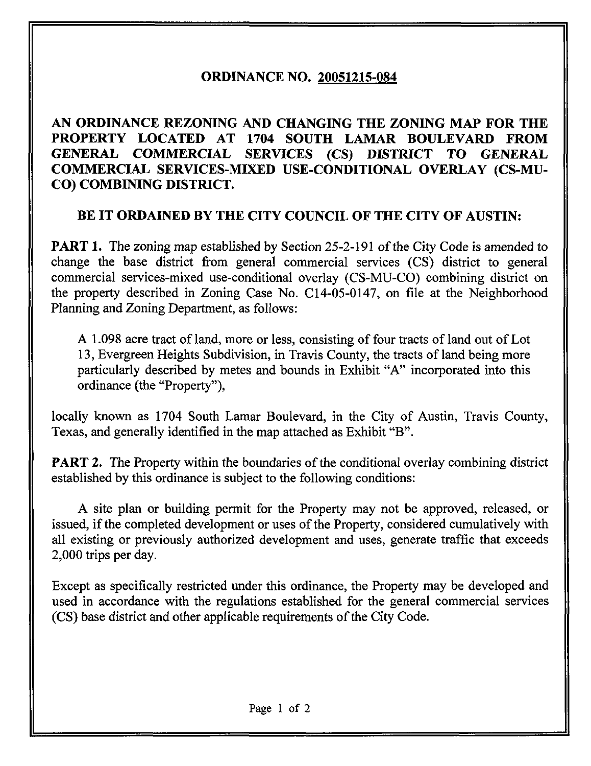# ORDINANCE NO. 20051215-084

**AN ORDINANCE REZONING AND CHANGING THE ZONING MAP FOR THE PROPERTY LOCATED AT 1704 SOUTH LAMAR BOULEVARD FROM GENERAL COMMERCIAL SERVICES (CS) DISTRICT TO GENERAL COMMERCIAL SERVICES-MIXED USE-CONDITIONAL OVERLAY (CS-MU-CO) COMBINING DISTRICT.**

**BE IT ORDAINED BY THE CITY COUNCIL OF THE CITY OF AUSTIN:**

**PART 1.** The zoning map established by Section 25-2-191 of the City Code is amended to change the base district from general commercial services (CS) district to general commercial services-mixed use-conditional overlay (CS-MU-CO) combining district on the property described in Zoning Case No. C14-05-0147, on file at the Neighborhood Planning and Zoning Department, as follows:

> A 1.098 acre tract of land, more or less, consisting of four tracts of land out of Lot 13, Evergreen Heights Subdivision, in Travis County, the tracts of land being more particularly described by metes and bounds in Exhibit "A" incorporated into this ordinance (the "Property"),

locally known as 1704 South Lamar Boulevard, in the City of Austin, Travis County, Texas, and generally identified in the map attached as Exhibit "B".

**PART 2.** The Property within the boundaries of the conditional overlay combining district established by this ordinance is subject to the following conditions:

A site plan or building permit for the Property may not be approved, released, or issued, if the completed development or uses of the Property, considered cumulatively with all existing or previously authorized development and uses, generate traffic that exceeds 2,000 trips per day.

Except as specifically restricted under this ordinance, the Property may be developed and used in accordance with the regulations established for the general commercial services (CS) base district and other applicable requirements of the City Code.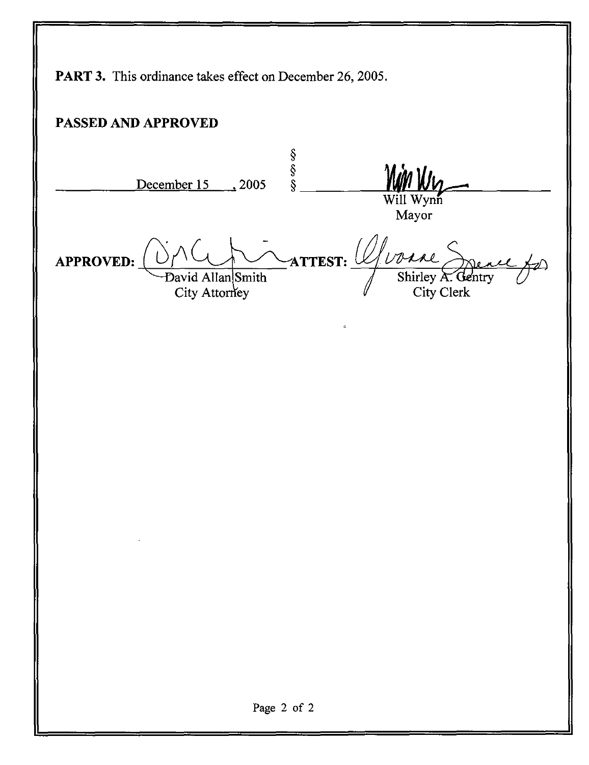**PART 3.** This ordinance takes effect on December 26, 2005.

**PASSED AND APPROVED**

December 15, 2005 § § §

Will Wynn
Mayor

**APPROVED:** David Allan Smith
City Attorney

**ATTEST:** Shirley A. Gentry
City Clerk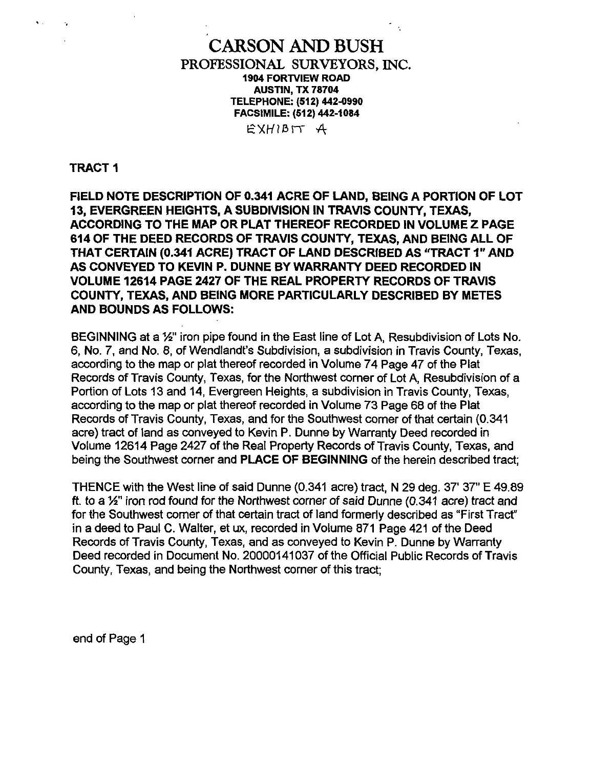# CARSON AND BUSH

## PROFESSIONAL SURVEYORS, INC.

**1904 FORTVIEW ROAD**
**AUSTIN, TX 78704**
**TELEPHONE: (512) 442-0990**
**FACSIMILE: (512) 442-1084**

EXHIBIT A

**TRACT 1**

**FIELD NOTE DESCRIPTION OF 0.341 ACRE OF LAND, BEING A PORTION OF LOT 13, EVERGREEN HEIGHTS, A SUBDIVISION IN TRAVIS COUNTY, TEXAS, ACCORDING TO THE MAP OR PLAT THEREOF RECORDED IN VOLUME Z PAGE 614 OF THE DEED RECORDS OF TRAVIS COUNTY, TEXAS, AND BEING ALL OF THAT CERTAIN (0.341 ACRE) TRACT OF LAND DESCRIBED AS "TRACT 1" AND AS CONVEYED TO KEVIN P. DUNNE BY WARRANTY DEED RECORDED IN VOLUME 12614 PAGE 2427 OF THE REAL PROPERTY RECORDS OF TRAVIS COUNTY, TEXAS, AND BEING MORE PARTICULARLY DESCRIBED BY METES AND BOUNDS AS FOLLOWS:**

BEGINNING at a ½" iron pipe found in the East line of Lot A, Resubdivision of Lots No. 6, No. 7, and No. 8, of Wendlandt's Subdivision, a subdivision in Travis County, Texas, according to the map or plat thereof recorded in Volume 74 Page 47 of the Plat Records of Travis County, Texas, for the Northwest corner of Lot A, Resubdivision of a Portion of Lots 13 and 14, Evergreen Heights, a subdivision in Travis County, Texas, according to the map or plat thereof recorded in Volume 73 Page 68 of the Plat Records of Travis County, Texas, and for the Southwest corner of that certain (0.341 acre) tract of land as conveyed to Kevin P. Dunne by Warranty Deed recorded in Volume 12614 Page 2427 of the Real Property Records of Travis County, Texas, and being the Southwest corner and **PLACE OF BEGINNING** of the herein described tract;

THENCE with the West line of said Dunne (0.341 acre) tract, N 29 deg. 37' 37" E 49.89 ft. to a ½" iron rod found for the Northwest corner of said Dunne (0.341 acre) tract and for the Southwest corner of that certain tract of land formerly described as "First Tract" in a deed to Paul C. Walter, et ux, recorded in Volume 871 Page 421 of the Deed Records of Travis County, Texas, and as conveyed to Kevin P. Dunne by Warranty Deed recorded in Document No. 20000141037 of the Official Public Records of Travis County, Texas, and being the Northwest corner of this tract;

end of Page 1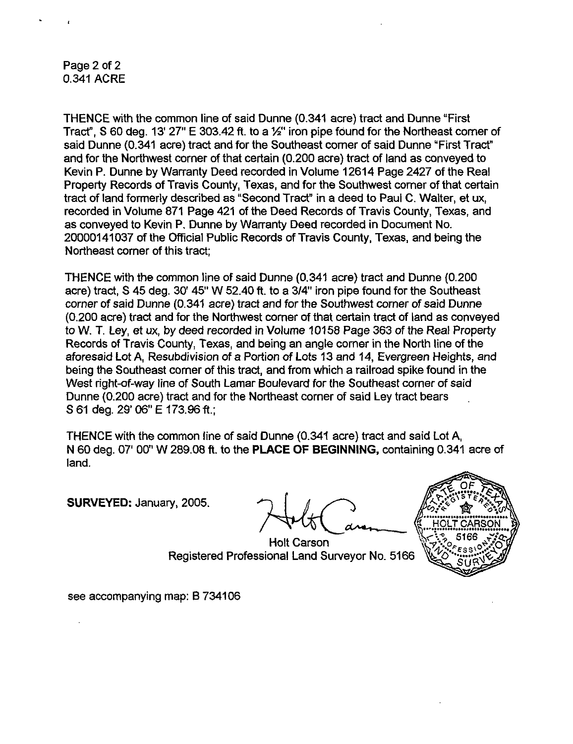Page 2 of 2
0.341 ACRE

THENCE with the common line of said Dunne (0.341 acre) tract and Dunne "First Tract", S 60 deg. 13' 27" E 303.42 ft. to a ½" iron pipe found for the Northeast corner of said Dunne (0.341 acre) tract and for the Southeast corner of said Dunne "First Tract" and for the Northwest corner of that certain (0.200 acre) tract of land as conveyed to Kevin P. Dunne by Warranty Deed recorded in Volume 12614 Page 2427 of the Real Property Records of Travis County, Texas, and for the Southwest corner of that certain tract of land formerly described as "Second Tract" in a deed to Paul C. Walter, et ux, recorded in Volume 871 Page 421 of the Deed Records of Travis County, Texas, and as conveyed to Kevin P. Dunne by Warranty Deed recorded in Document No. 20000141037 of the Official Public Records of Travis County, Texas, and being the Northeast corner of this tract;

THENCE with the common line of said Dunne (0.341 acre) tract and Dunne (0.200 acre) tract, S 45 deg. 30' 45" W 52.40 ft. to a 3/4" iron pipe found for the Southeast corner of said Dunne (0.341 acre) tract and for the Southwest corner of said Dunne (0.200 acre) tract and for the Northwest corner of that certain tract of land as conveyed to W. T. Ley, et ux, by deed recorded in Volume 10158 Page 363 of the Real Property Records of Travis County, Texas, and being an angle corner in the North line of the aforesaid Lot A, Resubdivision of a Portion of Lots 13 and 14, Evergreen Heights, and being the Southeast corner of this tract, and from which a railroad spike found in the West right-of-way line of South Lamar Boulevard for the Southeast corner of said Dunne (0.200 acre) tract and for the Northeast corner of said Ley tract bears S 61 deg. 29' 06" E 173.96 ft.;

THENCE with the common line of said Dunne (0.341 acre) tract and said Lot A, N 60 deg. 07' 00" W 289.08 ft. to the **PLACE OF BEGINNING,** containing 0.341 acre of land.

**SURVEYED:** January, 2005.

Holt Carson
Registered Professional Land Surveyor No. 5166

STATE OF TEXAS — REGISTERED — HOLT CARSON — 5166 — PROFESSIONAL LAND SURVEYOR

see accompanying map: B 734106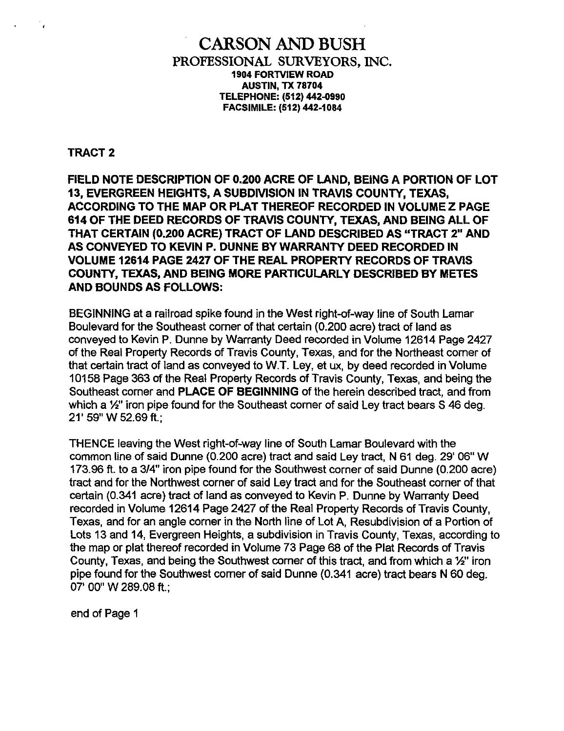# CARSON AND BUSH

## PROFESSIONAL SURVEYORS, INC.

**1904 FORTVIEW ROAD**
**AUSTIN, TX 78704**
**TELEPHONE: (512) 442-0990**
**FACSIMILE: (512) 442-1084**

**TRACT 2**

**FIELD NOTE DESCRIPTION OF 0.200 ACRE OF LAND, BEING A PORTION OF LOT 13, EVERGREEN HEIGHTS, A SUBDIVISION IN TRAVIS COUNTY, TEXAS, ACCORDING TO THE MAP OR PLAT THEREOF RECORDED IN VOLUME Z PAGE 614 OF THE DEED RECORDS OF TRAVIS COUNTY, TEXAS, AND BEING ALL OF THAT CERTAIN (0.200 ACRE) TRACT OF LAND DESCRIBED AS "TRACT 2" AND AS CONVEYED TO KEVIN P. DUNNE BY WARRANTY DEED RECORDED IN VOLUME 12614 PAGE 2427 OF THE REAL PROPERTY RECORDS OF TRAVIS COUNTY, TEXAS, AND BEING MORE PARTICULARLY DESCRIBED BY METES AND BOUNDS AS FOLLOWS:**

BEGINNING at a railroad spike found in the West right-of-way line of South Lamar Boulevard for the Southeast corner of that certain (0.200 acre) tract of land as conveyed to Kevin P. Dunne by Warranty Deed recorded in Volume 12614 Page 2427 of the Real Property Records of Travis County, Texas, and for the Northeast corner of that certain tract of land as conveyed to W.T. Ley, et ux, by deed recorded in Volume 10158 Page 363 of the Real Property Records of Travis County, Texas, and being the Southeast corner and **PLACE OF BEGINNING** of the herein described tract, and from which a ½" iron pipe found for the Southeast corner of said Ley tract bears S 46 deg. 21' 59" W 52.69 ft.;

THENCE leaving the West right-of-way line of South Lamar Boulevard with the common line of said Dunne (0.200 acre) tract and said Ley tract, N 61 deg. 29' 06" W 173.96 ft. to a 3/4" iron pipe found for the Southwest corner of said Dunne (0.200 acre) tract and for the Northwest corner of said Ley tract and for the Southeast corner of that certain (0.341 acre) tract of land as conveyed to Kevin P. Dunne by Warranty Deed recorded in Volume 12614 Page 2427 of the Real Property Records of Travis County, Texas, and for an angle corner in the North line of Lot A, Resubdivision of a Portion of Lots 13 and 14, Evergreen Heights, a subdivision in Travis County, Texas, according to the map or plat thereof recorded in Volume 73 Page 68 of the Plat Records of Travis County, Texas, and being the Southwest corner of this tract, and from which a ½" iron pipe found for the Southwest corner of said Dunne (0.341 acre) tract bears N 60 deg. 07' 00" W 289.08 ft.;

end of Page 1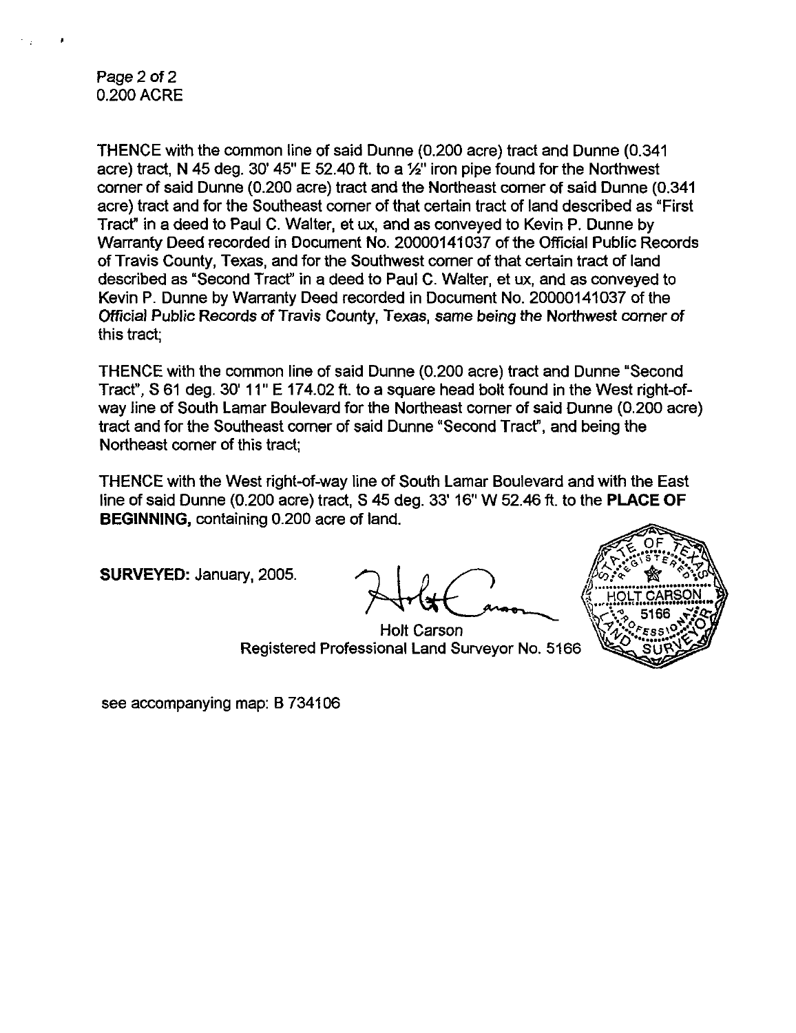0.200 ACRE

THENCE with the common line of said Dunne (0.200 acre) tract and Dunne (0.341 acre) tract, N 45 deg. 30' 45" E 52.40 ft. to a ½" iron pipe found for the Northwest corner of said Dunne (0.200 acre) tract and the Northeast corner of said Dunne (0.341 acre) tract and for the Southeast corner of that certain tract of land described as "First Tract" in a deed to Paul C. Walter, et ux, and as conveyed to Kevin P. Dunne by Warranty Deed recorded in Document No. 20000141037 of the Official Public Records of Travis County, Texas, and for the Southwest corner of that certain tract of land described as "Second Tract" in a deed to Paul C. Walter, et ux, and as conveyed to Kevin P. Dunne by Warranty Deed recorded in Document No. 20000141037 of the Official Public Records of Travis County, Texas, same being the Northwest corner of this tract;

THENCE with the common line of said Dunne (0.200 acre) tract and Dunne "Second Tract", S 61 deg. 30' 11" E 174.02 ft. to a square head bolt found in the West right-of-way line of South Lamar Boulevard for the Northeast corner of said Dunne (0.200 acre) tract and for the Southeast corner of said Dunne "Second Tract", and being the Northeast corner of this tract;

THENCE with the West right-of-way line of South Lamar Boulevard and with the East line of said Dunne (0.200 acre) tract, S 45 deg. 33' 16" W 52.46 ft. to the **PLACE OF BEGINNING,** containing 0.200 acre of land.

**SURVEYED:** January, 2005.

Holt Carson
Registered Professional Land Surveyor No. 5166

STATE OF TEXAS REGISTERED HOLT CARSON 5166 PROFESSIONAL LAND SURVEYOR

see accompanying map: B 734106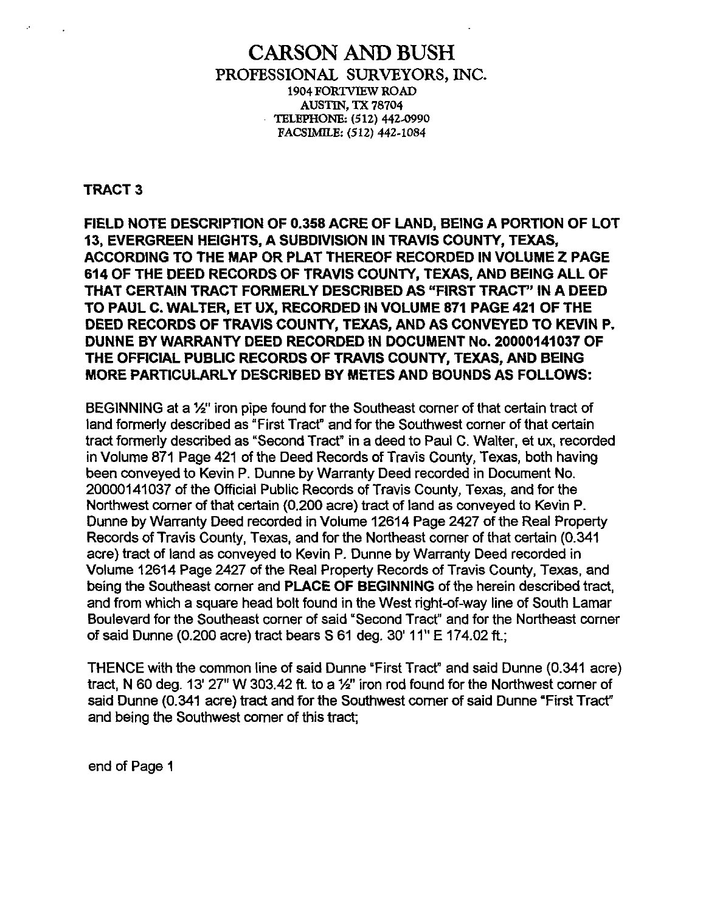# CARSON AND BUSH

## PROFESSIONAL SURVEYORS, INC.

1904 FORTVIEW ROAD
AUSTIN, TX 78704
TELEPHONE: (512) 442-0990
FACSIMILE: (512) 442-1084

**TRACT 3**

**FIELD NOTE DESCRIPTION OF 0.358 ACRE OF LAND, BEING A PORTION OF LOT 13, EVERGREEN HEIGHTS, A SUBDIVISION IN TRAVIS COUNTY, TEXAS, ACCORDING TO THE MAP OR PLAT THEREOF RECORDED IN VOLUME Z PAGE 614 OF THE DEED RECORDS OF TRAVIS COUNTY, TEXAS, AND BEING ALL OF THAT CERTAIN TRACT FORMERLY DESCRIBED AS "FIRST TRACT" IN A DEED TO PAUL C. WALTER, ET UX, RECORDED IN VOLUME 871 PAGE 421 OF THE DEED RECORDS OF TRAVIS COUNTY, TEXAS, AND AS CONVEYED TO KEVIN P. DUNNE BY WARRANTY DEED RECORDED IN DOCUMENT No. 20000141037 OF THE OFFICIAL PUBLIC RECORDS OF TRAVIS COUNTY, TEXAS, AND BEING MORE PARTICULARLY DESCRIBED BY METES AND BOUNDS AS FOLLOWS:**

BEGINNING at a ½" iron pipe found for the Southeast corner of that certain tract of land formerly described as "First Tract" and for the Southwest corner of that certain tract formerly described as "Second Tract" in a deed to Paul C. Walter, et ux, recorded in Volume 871 Page 421 of the Deed Records of Travis County, Texas, both having been conveyed to Kevin P. Dunne by Warranty Deed recorded in Document No. 20000141037 of the Official Public Records of Travis County, Texas, and for the Northwest corner of that certain (0.200 acre) tract of land as conveyed to Kevin P. Dunne by Warranty Deed recorded in Volume 12614 Page 2427 of the Real Property Records of Travis County, Texas, and for the Northeast corner of that certain (0.341 acre) tract of land as conveyed to Kevin P. Dunne by Warranty Deed recorded in Volume 12614 Page 2427 of the Real Property Records of Travis County, Texas, and being the Southeast corner and **PLACE OF BEGINNING** of the herein described tract, and from which a square head bolt found in the West right-of-way line of South Lamar Boulevard for the Southeast corner of said "Second Tract" and for the Northeast corner of said Dunne (0.200 acre) tract bears S 61 deg. 30' 11" E 174.02 ft.;

THENCE with the common line of said Dunne "First Tract" and said Dunne (0.341 acre) tract, N 60 deg. 13' 27" W 303.42 ft. to a ½" iron rod found for the Northwest corner of said Dunne (0.341 acre) tract and for the Southwest corner of said Dunne "First Tract" and being the Southwest corner of this tract;

end of Page 1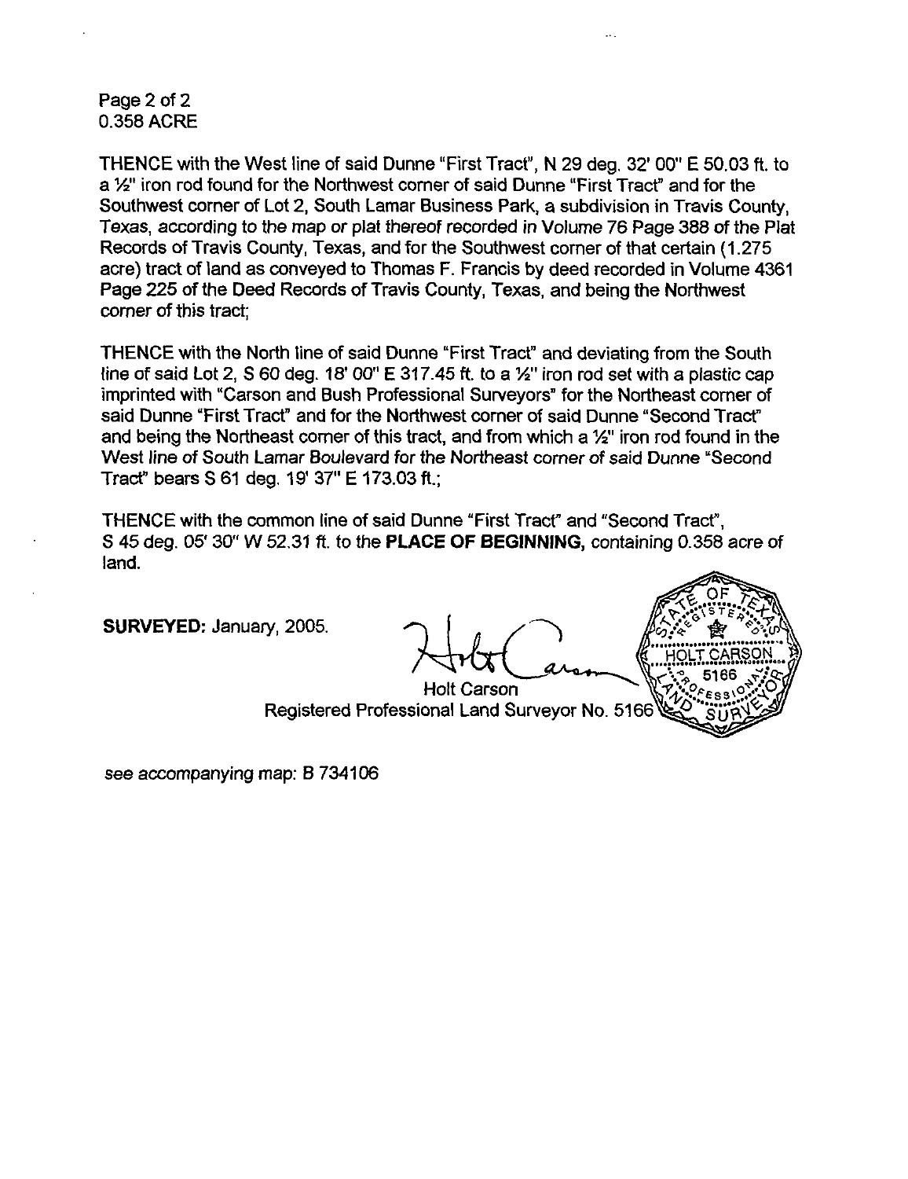0.358 ACRE

THENCE with the West line of said Dunne "First Tract", N 29 deg. 32' 00" E 50.03 ft. to a ½" iron rod found for the Northwest corner of said Dunne "First Tract" and for the Southwest corner of Lot 2, South Lamar Business Park, a subdivision in Travis County, Texas, according to the map or plat thereof recorded in Volume 76 Page 388 of the Plat Records of Travis County, Texas, and for the Southwest corner of that certain (1.275 acre) tract of land as conveyed to Thomas F. Francis by deed recorded in Volume 4361 Page 225 of the Deed Records of Travis County, Texas, and being the Northwest corner of this tract;

THENCE with the North line of said Dunne "First Tract" and deviating from the South line of said Lot 2, S 60 deg. 18' 00" E 317.45 ft. to a ½" iron rod set with a plastic cap imprinted with "Carson and Bush Professional Surveyors" for the Northeast corner of said Dunne "First Tract" and for the Northwest corner of said Dunne "Second Tract" and being the Northeast corner of this tract, and from which a ½" iron rod found in the West line of South Lamar Boulevard for the Northeast corner of said Dunne "Second Tract" bears S 61 deg. 19' 37" E 173.03 ft.;

THENCE with the common line of said Dunne "First Tract" and "Second Tract", S 45 deg. 05' 30" W 52.31 ft. to the **PLACE OF BEGINNING,** containing 0.358 acre of land.

**SURVEYED:** January, 2005.

Holt Carson
Registered Professional Land Surveyor No. 5166

STATE OF TEXAS
REGISTERED
HOLT CARSON
5166
PROFESSIONAL
LAND SURVEYOR

see accompanying map: B 734106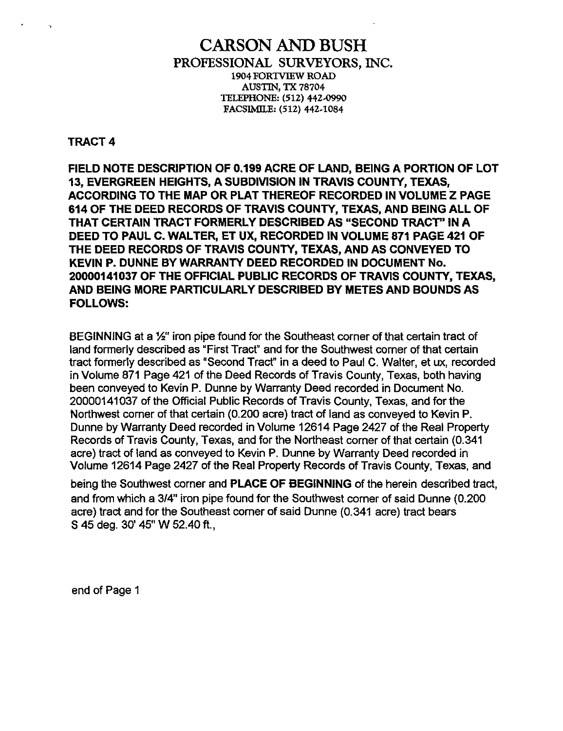# CARSON AND BUSH

## PROFESSIONAL SURVEYORS, INC.

1904 FORTVIEW ROAD
AUSTIN, TX 78704
TELEPHONE: (512) 442-0990
FACSIMILE: (512) 442-1084

**TRACT 4**

**FIELD NOTE DESCRIPTION OF 0.199 ACRE OF LAND, BEING A PORTION OF LOT 13, EVERGREEN HEIGHTS, A SUBDIVISION IN TRAVIS COUNTY, TEXAS, ACCORDING TO THE MAP OR PLAT THEREOF RECORDED IN VOLUME Z PAGE 614 OF THE DEED RECORDS OF TRAVIS COUNTY, TEXAS, AND BEING ALL OF THAT CERTAIN TRACT FORMERLY DESCRIBED AS "SECOND TRACT" IN A DEED TO PAUL C. WALTER, ET UX, RECORDED IN VOLUME 871 PAGE 421 OF THE DEED RECORDS OF TRAVIS COUNTY, TEXAS, AND AS CONVEYED TO KEVIN P. DUNNE BY WARRANTY DEED RECORDED IN DOCUMENT No. 20000141037 OF THE OFFICIAL PUBLIC RECORDS OF TRAVIS COUNTY, TEXAS, AND BEING MORE PARTICULARLY DESCRIBED BY METES AND BOUNDS AS FOLLOWS:**

BEGINNING at a ½" iron pipe found for the Southeast corner of that certain tract of land formerly described as "First Tract" and for the Southwest corner of that certain tract formerly described as "Second Tract" in a deed to Paul C. Walter, et ux, recorded in Volume 871 Page 421 of the Deed Records of Travis County, Texas, both having been conveyed to Kevin P. Dunne by Warranty Deed recorded in Document No. 20000141037 of the Official Public Records of Travis County, Texas, and for the Northwest corner of that certain (0.200 acre) tract of land as conveyed to Kevin P. Dunne by Warranty Deed recorded in Volume 12614 Page 2427 of the Real Property Records of Travis County, Texas, and for the Northeast corner of that certain (0.341 acre) tract of land as conveyed to Kevin P. Dunne by Warranty Deed recorded in Volume 12614 Page 2427 of the Real Property Records of Travis County, Texas, and being the Southwest corner and **PLACE OF BEGINNING** of the herein described tract, and from which a 3/4" iron pipe found for the Southwest corner of said Dunne (0.200 acre) tract and for the Southeast corner of said Dunne (0.341 acre) tract bears S 45 deg. 30' 45" W 52.40 ft.,

end of Page 1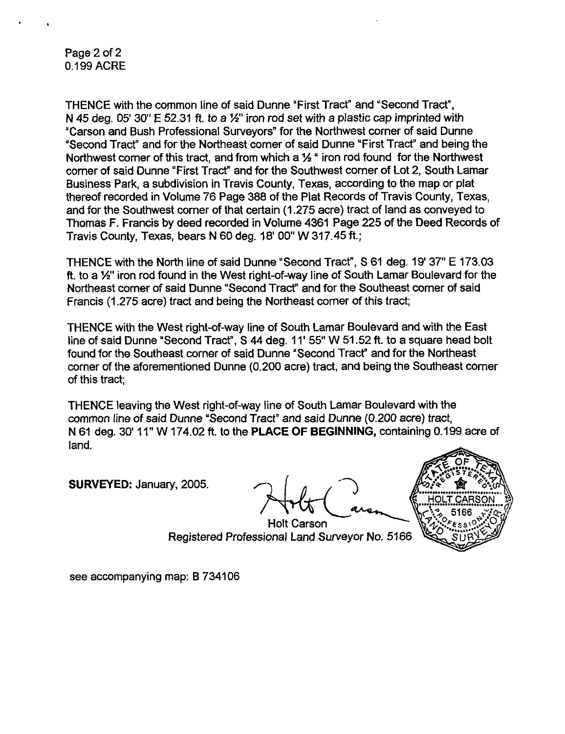Page 2 of 2
0.199 ACRE

THENCE with the common line of said Dunne "First Tract" and "Second Tract", N 45 deg. 05' 30" E 52.31 ft. to a ½" iron rod set with a plastic cap imprinted with "Carson and Bush Professional Surveyors" for the Northwest corner of said Dunne "Second Tract" and for the Northeast corner of said Dunne "First Tract" and being the Northwest corner of this tract, and from which a ½ " iron rod found for the Northwest corner of said Dunne "First Tract" and for the Southwest corner of Lot 2, South Lamar Business Park, a subdivision in Travis County, Texas, according to the map or plat thereof recorded in Volume 76 Page 388 of the Plat Records of Travis County, Texas, and for the Southwest corner of that certain (1.275 acre) tract of land as conveyed to Thomas F. Francis by deed recorded in Volume 4361 Page 225 of the Deed Records of Travis County, Texas, bears N 60 deg. 18' 00" W 317.45 ft.;

THENCE with the North line of said Dunne "Second Tract", S 61 deg. 19' 37" E 173.03 ft. to a ½" iron rod found in the West right-of-way line of South Lamar Boulevard for the Northeast corner of said Dunne "Second Tract" and for the Southeast corner of said Francis (1.275 acre) tract and being the Northeast corner of this tract;

THENCE with the West right-of-way line of South Lamar Boulevard and with the East line of said Dunne "Second Tract", S 44 deg. 11' 55" W 51.52 ft. to a square head bolt found for the Southeast corner of said Dunne "Second Tract" and for the Northeast corner of the aforementioned Dunne (0.200 acre) tract, and being the Southeast corner of this tract;

THENCE leaving the West right-of-way line of South Lamar Boulevard with the common line of said Dunne "Second Tract" and said Dunne (0.200 acre) tract, N 61 deg. 30' 11" W 174.02 ft. to the **PLACE OF BEGINNING,** containing 0.199 acre of land.

**SURVEYED:** January, 2005.

Holt Carson
Registered Professional Land Surveyor No. 5166

STATE OF TEXAS REGISTERED PROFESSIONAL LAND SURVEYOR HOLT CARSON 5166

see accompanying map: B 734106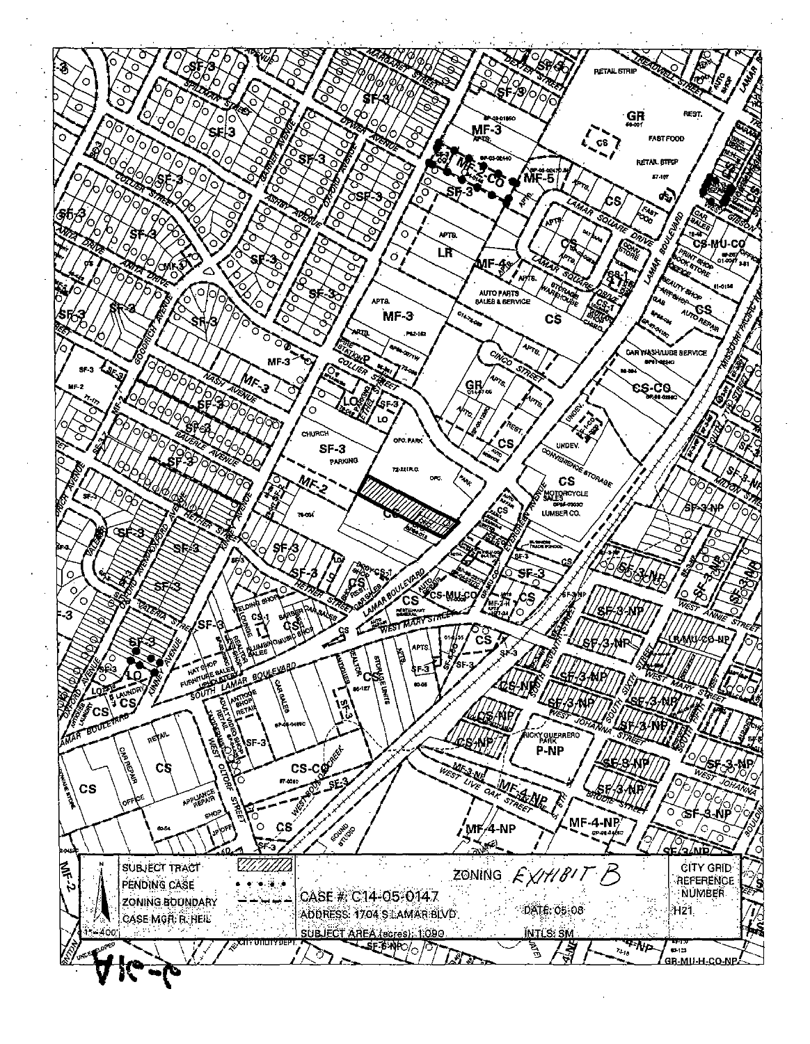SUBJECT TRACT

PENDING CASE

ZONING BOUNDARY

CASE MGR: R. HEIL

1" = 400'

ZONING EXHIBIT B

CASE #: C14-05-0147

ADDRESS: 1704 S LAMAR BLVD

SUBJECT AREA (acres): 1.090

DATE: 05-08

INTLS: SM

CITY GRID REFERENCE NUMBER

H21

A16-2